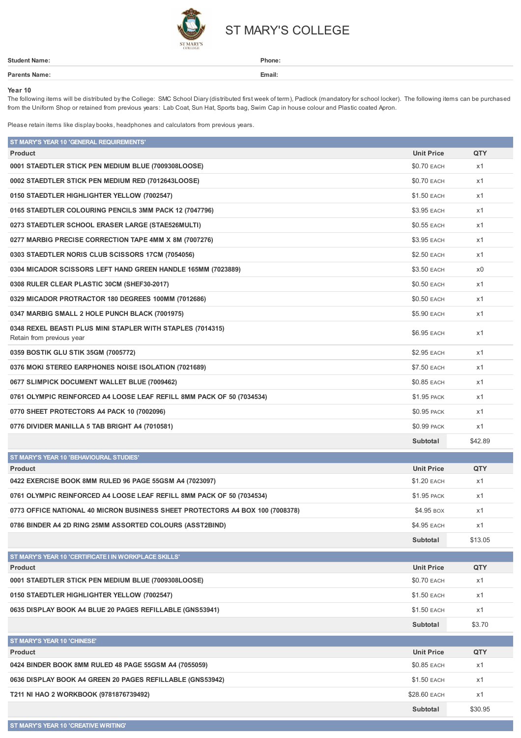# ST MARY'S COLLEGE

| | |
|---|---|
| **Student Name:** | **Phone:** |
| **Parents Name:** | **Email:** |

**Year 10**

The following items will be distributed by the College: SMC School Diary (distributed first week of term), Padlock (mandatory for school locker). The following items can be purchased from the Uniform Shop or retained from previous years: Lab Coat, Sun Hat, Sports bag, Swim Cap in house colour and Plastic coated Apron.

Please retain items like display books, headphones and calculators from previous years.

## ST MARY'S YEAR 10 'GENERAL REQUIREMENTS'

| Product | Unit Price | QTY |
|---|---|---|
| **0001 STAEDTLER STICK PEN MEDIUM BLUE (7009308LOOSE)** | $0.70 EACH | x1 |
| **0002 STAEDTLER STICK PEN MEDIUM RED (7012643LOOSE)** | $0.70 EACH | x1 |
| **0150 STAEDTLER HIGHLIGHTER YELLOW (7002547)** | $1.50 EACH | x1 |
| **0165 STAEDTLER COLOURING PENCILS 3MM PACK 12 (7047796)** | $3.95 EACH | x1 |
| **0273 STAEDTLER SCHOOL ERASER LARGE (STAE526MULTI)** | $0.55 EACH | x1 |
| **0277 MARBIG PRECISE CORRECTION TAPE 4MM X 8M (7007276)** | $3.95 EACH | x1 |
| **0303 STAEDTLER NORIS CLUB SCISSORS 17CM (7054056)** | $2.50 EACH | x1 |
| **0304 MICADOR SCISSORS LEFT HAND GREEN HANDLE 165MM (7023889)** | $3.50 EACH | x0 |
| **0308 RULER CLEAR PLASTIC 30CM (SHEF30-2017)** | $0.50 EACH | x1 |
| **0329 MICADOR PROTRACTOR 180 DEGREES 100MM (7012686)** | $0.50 EACH | x1 |
| **0347 MARBIG SMALL 2 HOLE PUNCH BLACK (7001975)** | $5.90 EACH | x1 |
| **0348 REXEL BEASTI PLUS MINI STAPLER WITH STAPLES (7014315)** Retain from previous year | $6.95 EACH | x1 |
| **0359 BOSTIK GLU STIK 35GM (7005772)** | $2.95 EACH | x1 |
| **0376 MOKI STEREO EARPHONES NOISE ISOLATION (7021689)** | $7.50 EACH | x1 |
| **0677 SLIMPICK DOCUMENT WALLET BLUE (7009462)** | $0.85 EACH | x1 |
| **0761 OLYMPIC REINFORCED A4 LOOSE LEAF REFILL 8MM PACK OF 50 (7034534)** | $1.95 PACK | x1 |
| **0770 SHEET PROTECTORS A4 PACK 10 (7002096)** | $0.95 PACK | x1 |
| **0776 DIVIDER MANILLA 5 TAB BRIGHT A4 (7010581)** | $0.99 PACK | x1 |
| | **Subtotal** | $42.89 |

## ST MARY'S YEAR 10 'BEHAVIOURAL STUDIES'

| Product | Unit Price | QTY |
|---|---|---|
| **0422 EXERCISE BOOK 8MM RULED 96 PAGE 55GSM A4 (7023097)** | $1.20 EACH | x1 |
| **0761 OLYMPIC REINFORCED A4 LOOSE LEAF REFILL 8MM PACK OF 50 (7034534)** | $1.95 PACK | x1 |
| **0773 OFFICE NATIONAL 40 MICRON BUSINESS SHEET PROTECTORS A4 BOX 100 (7008378)** | $4.95 BOX | x1 |
| **0786 BINDER A4 2D RING 25MM ASSORTED COLOURS (ASST2BIND)** | $4.95 EACH | x1 |
| | **Subtotal** | $13.05 |

## ST MARY'S YEAR 10 'CERTIFICATE I IN WORKPLACE SKILLS'

| Product | Unit Price | QTY |
|---|---|---|
| **0001 STAEDTLER STICK PEN MEDIUM BLUE (7009308LOOSE)** | $0.70 EACH | x1 |
| **0150 STAEDTLER HIGHLIGHTER YELLOW (7002547)** | $1.50 EACH | x1 |
| **0635 DISPLAY BOOK A4 BLUE 20 PAGES REFILLABLE (GNS53941)** | $1.50 EACH | x1 |
| | **Subtotal** | $3.70 |

## ST MARY'S YEAR 10 'CHINESE'

| Product | Unit Price | QTY |
|---|---|---|
| **0424 BINDER BOOK 8MM RULED 48 PAGE 55GSM A4 (7055059)** | $0.85 EACH | x1 |
| **0636 DISPLAY BOOK A4 GREEN 20 PAGES REFILLABLE (GNS53942)** | $1.50 EACH | x1 |
| **T211 NI HAO 2 WORKBOOK (9781876739492)** | $28.60 EACH | x1 |
| | **Subtotal** | $30.95 |

## ST MARY'S YEAR 10 'CREATIVE WRITING'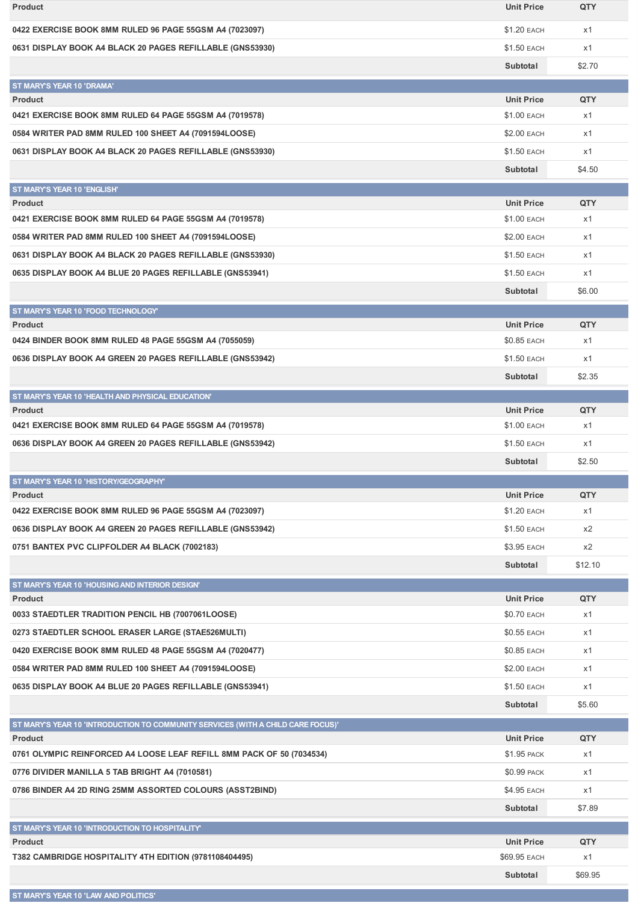| Product | Unit Price | QTY |
|---|---|---|
| 0422 EXERCISE BOOK 8MM RULED 96 PAGE 55GSM A4 (7023097) | $1.20 EACH | x1 |
| 0631 DISPLAY BOOK A4 BLACK 20 PAGES REFILLABLE (GNS53930) | $1.50 EACH | x1 |
| | Subtotal | $2.70 |

## ST MARY'S YEAR 10 'DRAMA'

| Product | Unit Price | QTY |
|---|---|---|
| 0421 EXERCISE BOOK 8MM RULED 64 PAGE 55GSM A4 (7019578) | $1.00 EACH | x1 |
| 0584 WRITER PAD 8MM RULED 100 SHEET A4 (7091594LOOSE) | $2.00 EACH | x1 |
| 0631 DISPLAY BOOK A4 BLACK 20 PAGES REFILLABLE (GNS53930) | $1.50 EACH | x1 |
| | Subtotal | $4.50 |

## ST MARY'S YEAR 10 'ENGLISH'

| Product | Unit Price | QTY |
|---|---|---|
| 0421 EXERCISE BOOK 8MM RULED 64 PAGE 55GSM A4 (7019578) | $1.00 EACH | x1 |
| 0584 WRITER PAD 8MM RULED 100 SHEET A4 (7091594LOOSE) | $2.00 EACH | x1 |
| 0631 DISPLAY BOOK A4 BLACK 20 PAGES REFILLABLE (GNS53930) | $1.50 EACH | x1 |
| 0635 DISPLAY BOOK A4 BLUE 20 PAGES REFILLABLE (GNS53941) | $1.50 EACH | x1 |
| | Subtotal | $6.00 |

## ST MARY'S YEAR 10 'FOOD TECHNOLOGY'

| Product | Unit Price | QTY |
|---|---|---|
| 0424 BINDER BOOK 8MM RULED 48 PAGE 55GSM A4 (7055059) | $0.85 EACH | x1 |
| 0636 DISPLAY BOOK A4 GREEN 20 PAGES REFILLABLE (GNS53942) | $1.50 EACH | x1 |
| | Subtotal | $2.35 |

## ST MARY'S YEAR 10 'HEALTH AND PHYSICAL EDUCATION'

| Product | Unit Price | QTY |
|---|---|---|
| 0421 EXERCISE BOOK 8MM RULED 64 PAGE 55GSM A4 (7019578) | $1.00 EACH | x1 |
| 0636 DISPLAY BOOK A4 GREEN 20 PAGES REFILLABLE (GNS53942) | $1.50 EACH | x1 |
| | Subtotal | $2.50 |

## ST MARY'S YEAR 10 'HISTORY/GEOGRAPHY'

| Product | Unit Price | QTY |
|---|---|---|
| 0422 EXERCISE BOOK 8MM RULED 96 PAGE 55GSM A4 (7023097) | $1.20 EACH | x1 |
| 0636 DISPLAY BOOK A4 GREEN 20 PAGES REFILLABLE (GNS53942) | $1.50 EACH | x2 |
| 0751 BANTEX PVC CLIPFOLDER A4 BLACK (7002183) | $3.95 EACH | x2 |
| | Subtotal | $12.10 |

## ST MARY'S YEAR 10 'HOUSING AND INTERIOR DESIGN'

| Product | Unit Price | QTY |
|---|---|---|
| 0033 STAEDTLER TRADITION PENCIL HB (7007061LOOSE) | $0.70 EACH | x1 |
| 0273 STAEDTLER SCHOOL ERASER LARGE (STAE526MULTI) | $0.55 EACH | x1 |
| 0420 EXERCISE BOOK 8MM RULED 48 PAGE 55GSM A4 (7020477) | $0.85 EACH | x1 |
| 0584 WRITER PAD 8MM RULED 100 SHEET A4 (7091594LOOSE) | $2.00 EACH | x1 |
| 0635 DISPLAY BOOK A4 BLUE 20 PAGES REFILLABLE (GNS53941) | $1.50 EACH | x1 |
| | Subtotal | $5.60 |

## ST MARY'S YEAR 10 'INTRODUCTION TO COMMUNITY SERVICES (WITH A CHILD CARE FOCUS)'

| Product | Unit Price | QTY |
|---|---|---|
| 0761 OLYMPIC REINFORCED A4 LOOSE LEAF REFILL 8MM PACK OF 50 (7034534) | $1.95 PACK | x1 |
| 0776 DIVIDER MANILLA 5 TAB BRIGHT A4 (7010581) | $0.99 PACK | x1 |
| 0786 BINDER A4 2D RING 25MM ASSORTED COLOURS (ASST2BIND) | $4.95 EACH | x1 |
| | Subtotal | $7.89 |

## ST MARY'S YEAR 10 'INTRODUCTION TO HOSPITALITY'

| Product | Unit Price | QTY |
|---|---|---|
| T382 CAMBRIDGE HOSPITALITY 4TH EDITION (9781108404495) | $69.95 EACH | x1 |
| | Subtotal | $69.95 |

## ST MARY'S YEAR 10 'LAW AND POLITICS'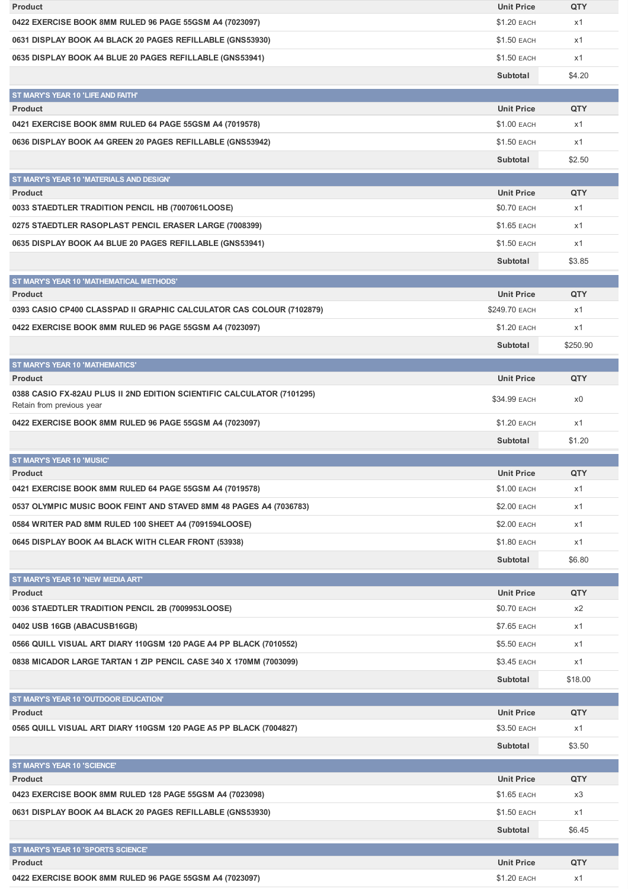| Product | Unit Price | QTY |
|---|---|---|
| 0422 EXERCISE BOOK 8MM RULED 96 PAGE 55GSM A4 (7023097) | $1.20 EACH | x1 |
| 0631 DISPLAY BOOK A4 BLACK 20 PAGES REFILLABLE (GNS53930) | $1.50 EACH | x1 |
| 0635 DISPLAY BOOK A4 BLUE 20 PAGES REFILLABLE (GNS53941) | $1.50 EACH | x1 |
| | Subtotal | $4.20 |

## ST MARY'S YEAR 10 'LIFE AND FAITH'

| Product | Unit Price | QTY |
|---|---|---|
| 0421 EXERCISE BOOK 8MM RULED 64 PAGE 55GSM A4 (7019578) | $1.00 EACH | x1 |
| 0636 DISPLAY BOOK A4 GREEN 20 PAGES REFILLABLE (GNS53942) | $1.50 EACH | x1 |
| | Subtotal | $2.50 |

## ST MARY'S YEAR 10 'MATERIALS AND DESIGN'

| Product | Unit Price | QTY |
|---|---|---|
| 0033 STAEDTLER TRADITION PENCIL HB (7007061LOOSE) | $0.70 EACH | x1 |
| 0275 STAEDTLER RASOPLAST PENCIL ERASER LARGE (7008399) | $1.65 EACH | x1 |
| 0635 DISPLAY BOOK A4 BLUE 20 PAGES REFILLABLE (GNS53941) | $1.50 EACH | x1 |
| | Subtotal | $3.85 |

## ST MARY'S YEAR 10 'MATHEMATICAL METHODS'

| Product | Unit Price | QTY |
|---|---|---|
| 0393 CASIO CP400 CLASSPAD II GRAPHIC CALCULATOR CAS COLOUR (7102879) | $249.70 EACH | x1 |
| 0422 EXERCISE BOOK 8MM RULED 96 PAGE 55GSM A4 (7023097) | $1.20 EACH | x1 |
| | Subtotal | $250.90 |

## ST MARY'S YEAR 10 'MATHEMATICS'

| Product | Unit Price | QTY |
|---|---|---|
| 0388 CASIO FX-82AU PLUS II 2ND EDITION SCIENTIFIC CALCULATOR (7101295) Retain from previous year | $34.99 EACH | x0 |
| 0422 EXERCISE BOOK 8MM RULED 96 PAGE 55GSM A4 (7023097) | $1.20 EACH | x1 |
| | Subtotal | $1.20 |

## ST MARY'S YEAR 10 'MUSIC'

| Product | Unit Price | QTY |
|---|---|---|
| 0421 EXERCISE BOOK 8MM RULED 64 PAGE 55GSM A4 (7019578) | $1.00 EACH | x1 |
| 0537 OLYMPIC MUSIC BOOK FEINT AND STAVED 8MM 48 PAGES A4 (7036783) | $2.00 EACH | x1 |
| 0584 WRITER PAD 8MM RULED 100 SHEET A4 (7091594LOOSE) | $2.00 EACH | x1 |
| 0645 DISPLAY BOOK A4 BLACK WITH CLEAR FRONT (53938) | $1.80 EACH | x1 |
| | Subtotal | $6.80 |

## ST MARY'S YEAR 10 'NEW MEDIA ART'

| Product | Unit Price | QTY |
|---|---|---|
| 0036 STAEDTLER TRADITION PENCIL 2B (7009953LOOSE) | $0.70 EACH | x2 |
| 0402 USB 16GB (ABACUSB16GB) | $7.65 EACH | x1 |
| 0566 QUILL VISUAL ART DIARY 110GSM 120 PAGE A4 PP BLACK (7010552) | $5.50 EACH | x1 |
| 0838 MICADOR LARGE TARTAN 1 ZIP PENCIL CASE 340 X 170MM (7003099) | $3.45 EACH | x1 |
| | Subtotal | $18.00 |

## ST MARY'S YEAR 10 'OUTDOOR EDUCATION'

| Product | Unit Price | QTY |
|---|---|---|
| 0565 QUILL VISUAL ART DIARY 110GSM 120 PAGE A5 PP BLACK (7004827) | $3.50 EACH | x1 |
| | Subtotal | $3.50 |

## ST MARY'S YEAR 10 'SCIENCE'

| Product | Unit Price | QTY |
|---|---|---|
| 0423 EXERCISE BOOK 8MM RULED 128 PAGE 55GSM A4 (7023098) | $1.65 EACH | x3 |
| 0631 DISPLAY BOOK A4 BLACK 20 PAGES REFILLABLE (GNS53930) | $1.50 EACH | x1 |
| | Subtotal | $6.45 |

## ST MARY'S YEAR 10 'SPORTS SCIENCE'

| Product | Unit Price | QTY |
|---|---|---|
| 0422 EXERCISE BOOK 8MM RULED 96 PAGE 55GSM A4 (7023097) | $1.20 EACH | x1 |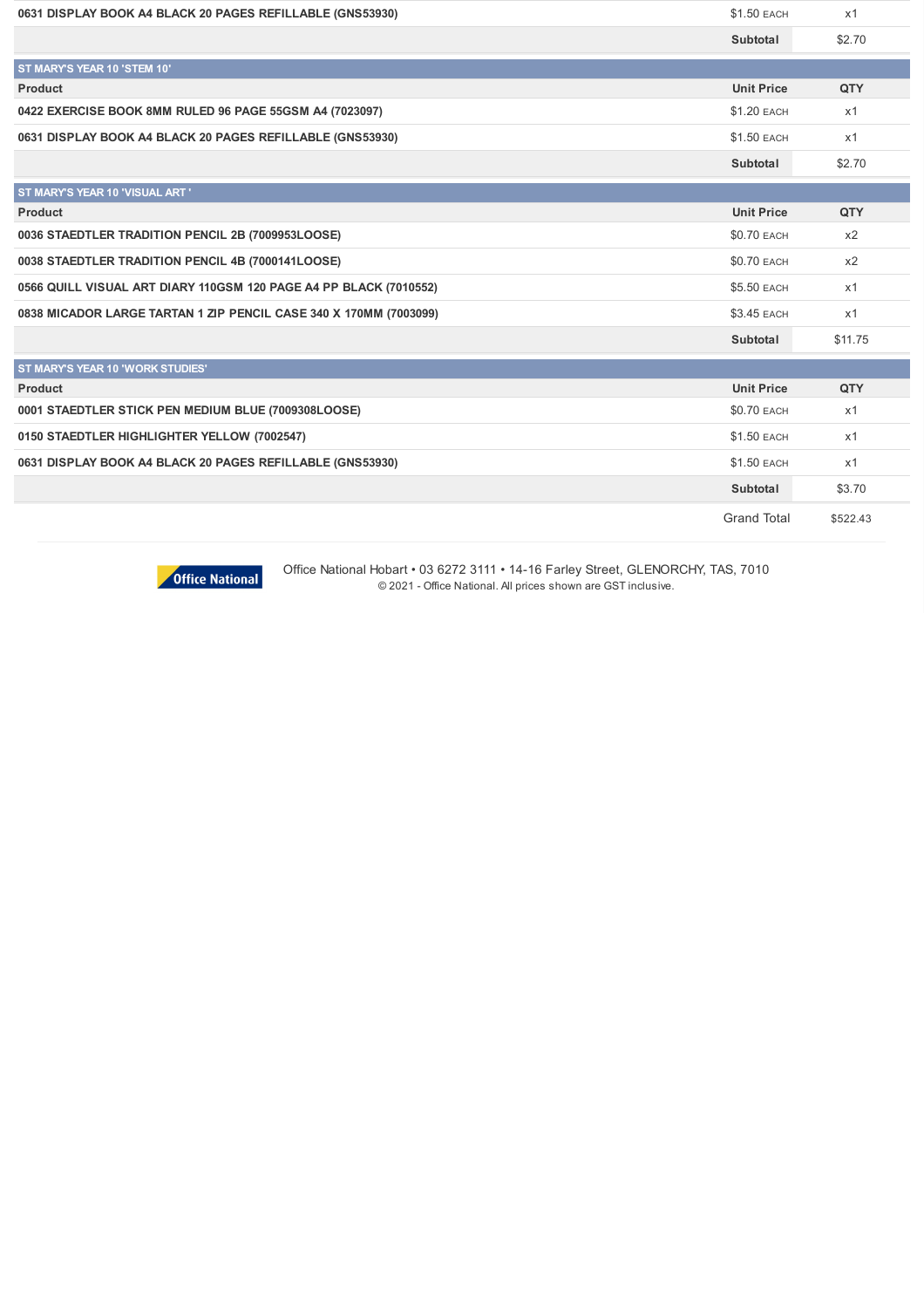| | | |
|---|---|---|
| **0631 DISPLAY BOOK A4 BLACK 20 PAGES REFILLABLE (GNS53930)** | $1.50 EACH | x1 |
| | **Subtotal** | $2.70 |

**ST MARY'S YEAR 10 'STEM 10'**

| Product | Unit Price | QTY |
|---|---|---|
| **0422 EXERCISE BOOK 8MM RULED 96 PAGE 55GSM A4 (7023097)** | $1.20 EACH | x1 |
| **0631 DISPLAY BOOK A4 BLACK 20 PAGES REFILLABLE (GNS53930)** | $1.50 EACH | x1 |
| | **Subtotal** | $2.70 |

**ST MARY'S YEAR 10 'VISUAL ART '**

| Product | Unit Price | QTY |
|---|---|---|
| **0036 STAEDTLER TRADITION PENCIL 2B (7009953LOOSE)** | $0.70 EACH | x2 |
| **0038 STAEDTLER TRADITION PENCIL 4B (7000141LOOSE)** | $0.70 EACH | x2 |
| **0566 QUILL VISUAL ART DIARY 110GSM 120 PAGE A4 PP BLACK (7010552)** | $5.50 EACH | x1 |
| **0838 MICADOR LARGE TARTAN 1 ZIP PENCIL CASE 340 X 170MM (7003099)** | $3.45 EACH | x1 |
| | **Subtotal** | $11.75 |

**ST MARY'S YEAR 10 'WORK STUDIES'**

| Product | Unit Price | QTY |
|---|---|---|
| **0001 STAEDTLER STICK PEN MEDIUM BLUE (7009308LOOSE)** | $0.70 EACH | x1 |
| **0150 STAEDTLER HIGHLIGHTER YELLOW (7002547)** | $1.50 EACH | x1 |
| **0631 DISPLAY BOOK A4 BLACK 20 PAGES REFILLABLE (GNS53930)** | $1.50 EACH | x1 |
| | **Subtotal** | $3.70 |
| | Grand Total | $522.43 |

Office National

Office National Hobart • 03 6272 3111 • 14-16 Farley Street, GLENORCHY, TAS, 7010
© 2021 - Office National. All prices shown are GST inclusive.